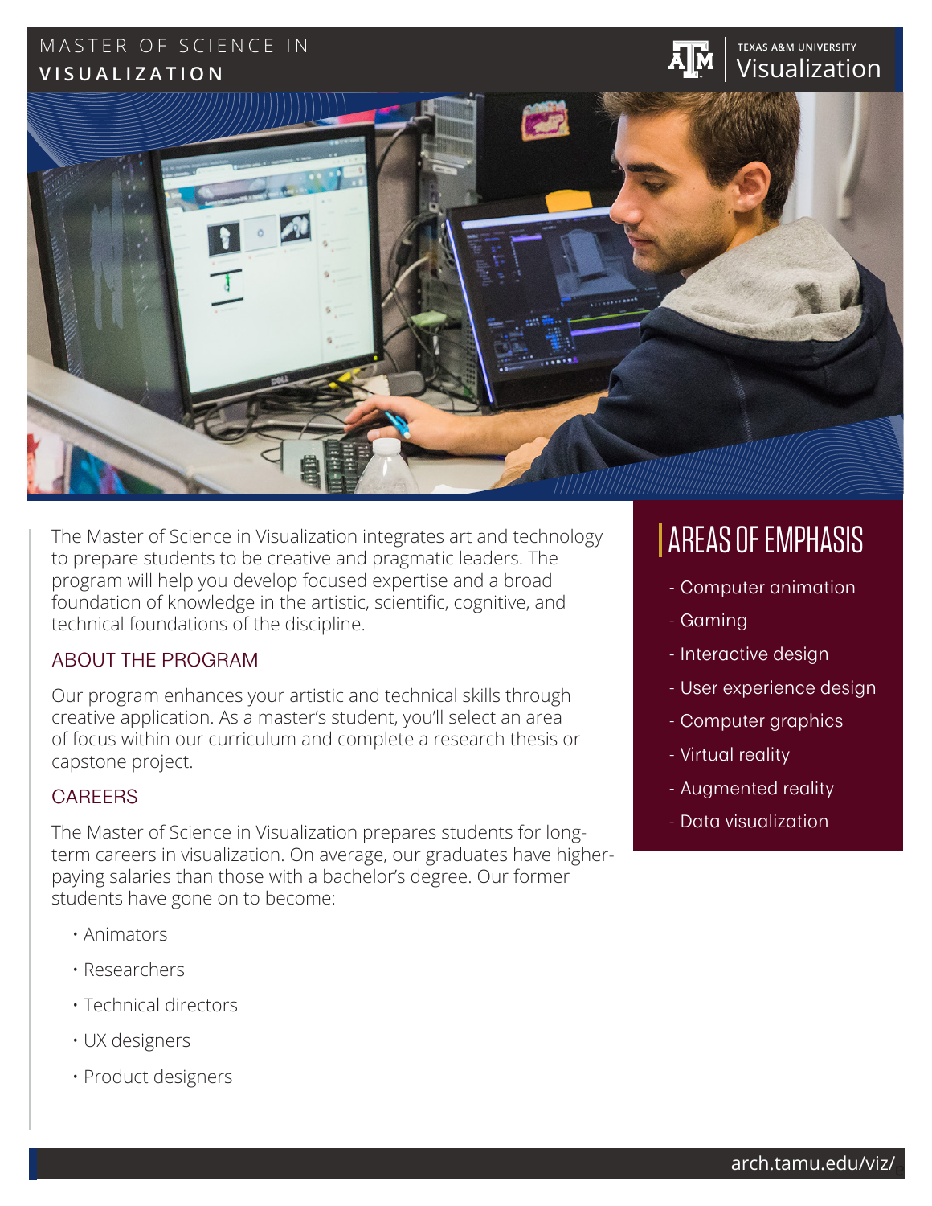# MASTER OF SCIENCE IN VISUALIZATION

TEXAS A&M UNIVERSITY Visualization

The Master of Science in Visualization integrates art and technology to prepare students to be creative and pragmatic leaders. The program will help you develop focused expertise and a broad foundation of knowledge in the artistic, scientific, cognitive, and technical foundations of the discipline.

## ABOUT THE PROGRAM

Our program enhances your artistic and technical skills through creative application. As a master's student, you'll select an area of focus within our curriculum and complete a research thesis or capstone project.

## CAREERS

The Master of Science in Visualization prepares students for long-term careers in visualization. On average, our graduates have higher-paying salaries than those with a bachelor's degree. Our former students have gone on to become:

- Animators
- Researchers
- Technical directors
- UX designers
- Product designers

## AREAS OF EMPHASIS

- Computer animation
- Gaming
- Interactive design
- User experience design
- Computer graphics
- Virtual reality
- Augmented reality
- Data visualization

arch.tamu.edu/viz/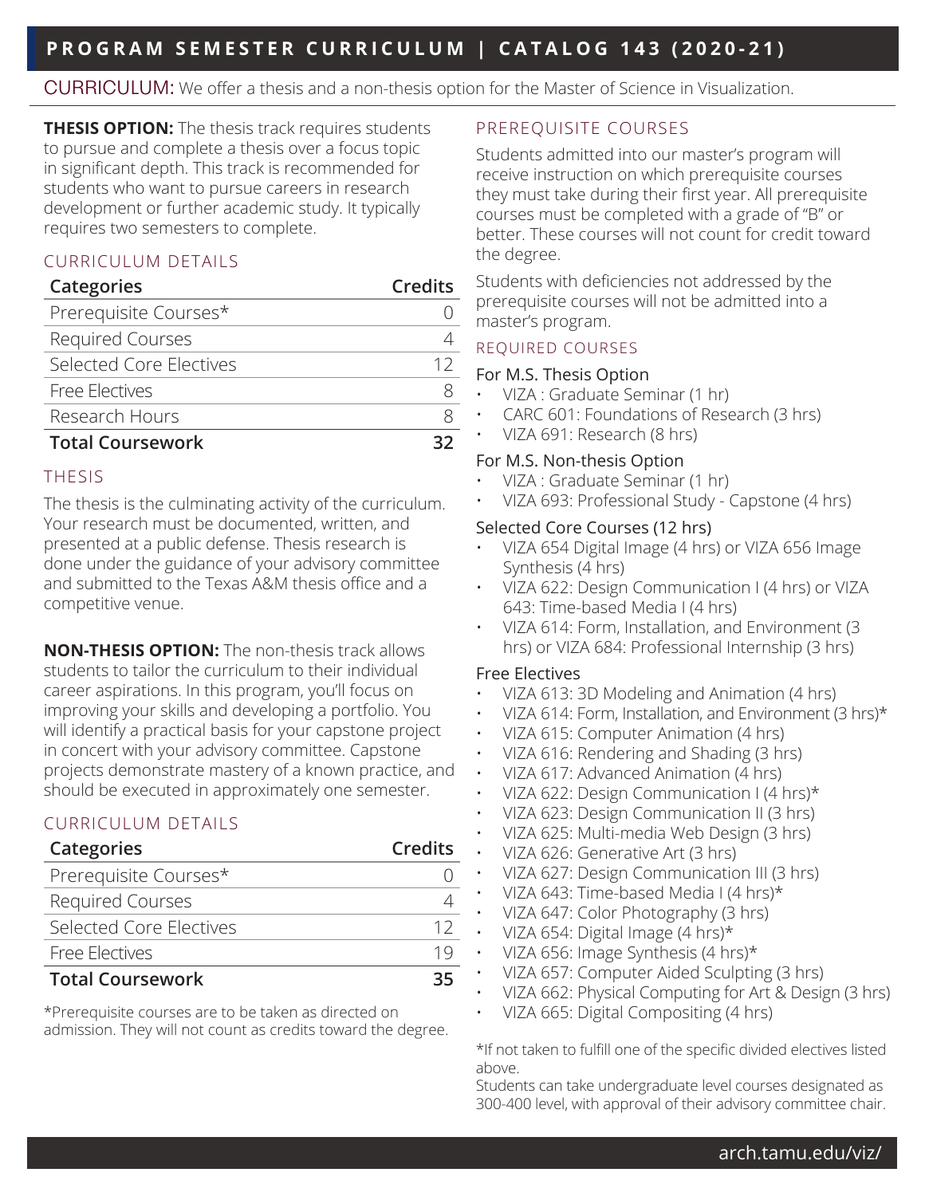# PROGRAM SEMESTER CURRICULUM | CATALOG 143 (2020-21)

CURRICULUM: We offer a thesis and a non-thesis option for the Master of Science in Visualization.

**THESIS OPTION:** The thesis track requires students to pursue and complete a thesis over a focus topic in significant depth. This track is recommended for students who want to pursue careers in research development or further academic study. It typically requires two semesters to complete.

## CURRICULUM DETAILS

| Categories | Credits |
|---|---|
| Prerequisite Courses* | 0 |
| Required Courses | 4 |
| Selected Core Electives | 12 |
| Free Electives | 8 |
| Research Hours | 8 |
| **Total Coursework** | **32** |

## THESIS

The thesis is the culminating activity of the curriculum. Your research must be documented, written, and presented at a public defense. Thesis research is done under the guidance of your advisory committee and submitted to the Texas A&M thesis office and a competitive venue.

**NON-THESIS OPTION:** The non-thesis track allows students to tailor the curriculum to their individual career aspirations. In this program, you'll focus on improving your skills and developing a portfolio. You will identify a practical basis for your capstone project in concert with your advisory committee. Capstone projects demonstrate mastery of a known practice, and should be executed in approximately one semester.

## CURRICULUM DETAILS

| Categories | Credits |
|---|---|
| Prerequisite Courses* | 0 |
| Required Courses | 4 |
| Selected Core Electives | 12 |
| Free Electives | 19 |
| **Total Coursework** | **35** |

*Prerequisite courses are to be taken as directed on admission. They will not count as credits toward the degree.

## PREREQUISITE COURSES

Students admitted into our master's program will receive instruction on which prerequisite courses they must take during their first year. All prerequisite courses must be completed with a grade of "B" or better. These courses will not count for credit toward the degree.

Students with deficiencies not addressed by the prerequisite courses will not be admitted into a master's program.

## REQUIRED COURSES

### For M.S. Thesis Option

- VIZA : Graduate Seminar (1 hr)
- CARC 601: Foundations of Research (3 hrs)
- VIZA 691: Research (8 hrs)

### For M.S. Non-thesis Option

- VIZA : Graduate Seminar (1 hr)
- VIZA 693: Professional Study - Capstone (4 hrs)

### Selected Core Courses (12 hrs)

- VIZA 654 Digital Image (4 hrs) or VIZA 656 Image Synthesis (4 hrs)
- VIZA 622: Design Communication I (4 hrs) or VIZA 643: Time-based Media I (4 hrs)
- VIZA 614: Form, Installation, and Environment (3 hrs) or VIZA 684: Professional Internship (3 hrs)

### Free Electives

- VIZA 613: 3D Modeling and Animation (4 hrs)
- VIZA 614: Form, Installation, and Environment (3 hrs)*
- VIZA 615: Computer Animation (4 hrs)
- VIZA 616: Rendering and Shading (3 hrs)
- VIZA 617: Advanced Animation (4 hrs)
- VIZA 622: Design Communication I (4 hrs)*
- VIZA 623: Design Communication II (3 hrs)
- VIZA 625: Multi-media Web Design (3 hrs)
- VIZA 626: Generative Art (3 hrs)
- VIZA 627: Design Communication III (3 hrs)
- VIZA 643: Time-based Media I (4 hrs)*
- VIZA 647: Color Photography (3 hrs)
- VIZA 654: Digital Image (4 hrs)*
- VIZA 656: Image Synthesis (4 hrs)*
- VIZA 657: Computer Aided Sculpting (3 hrs)
- VIZA 662: Physical Computing for Art & Design (3 hrs)
- VIZA 665: Digital Compositing (4 hrs)

*If not taken to fulfill one of the specific divided electives listed above.

Students can take undergraduate level courses designated as 300-400 level, with approval of their advisory committee chair.

arch.tamu.edu/viz/